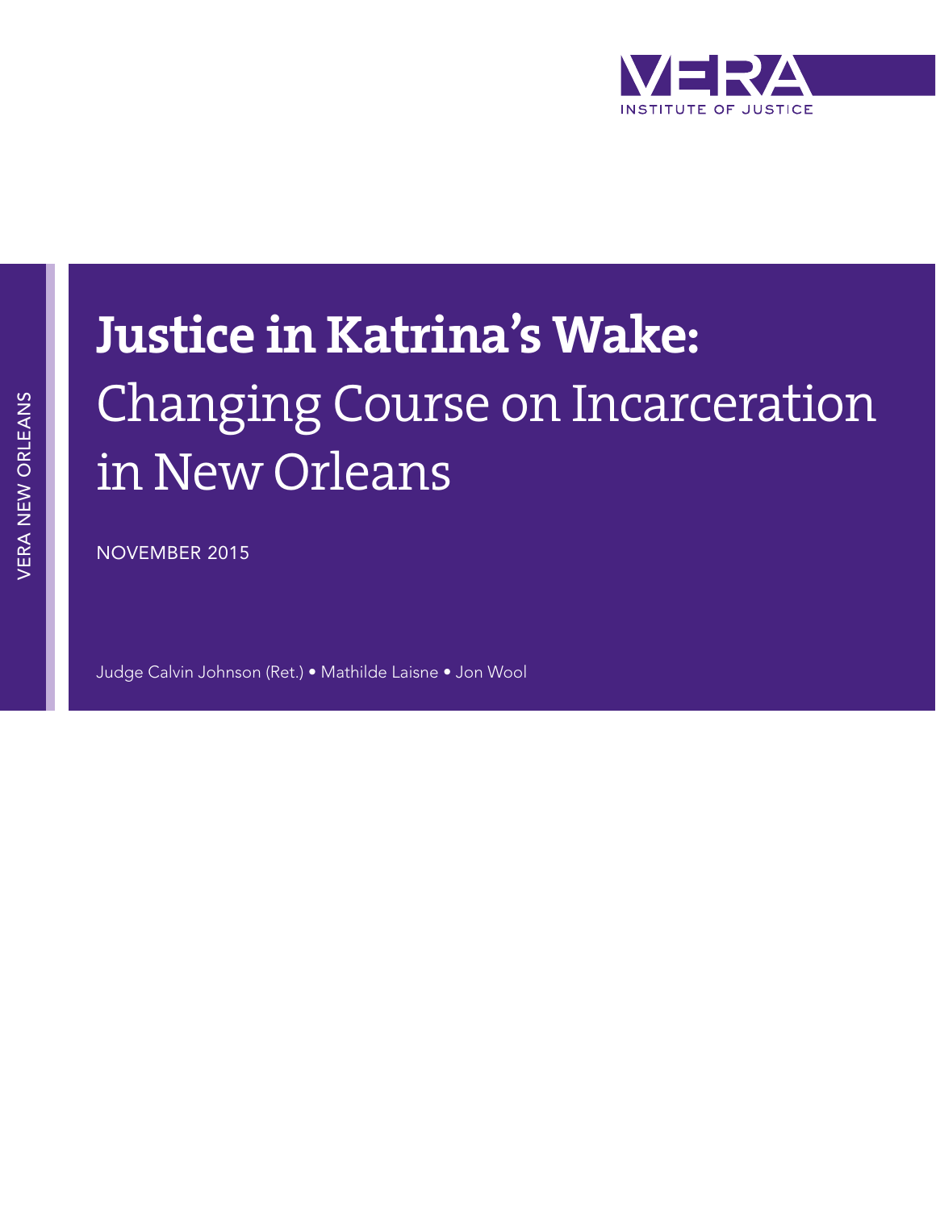VERA INSTITUTE OF JUSTICE

VERA NEW ORLEANS

# Justice in Katrina's Wake: Changing Course on Incarceration in New Orleans

NOVEMBER 2015

Judge Calvin Johnson (Ret.) • Mathilde Laisne • Jon Wool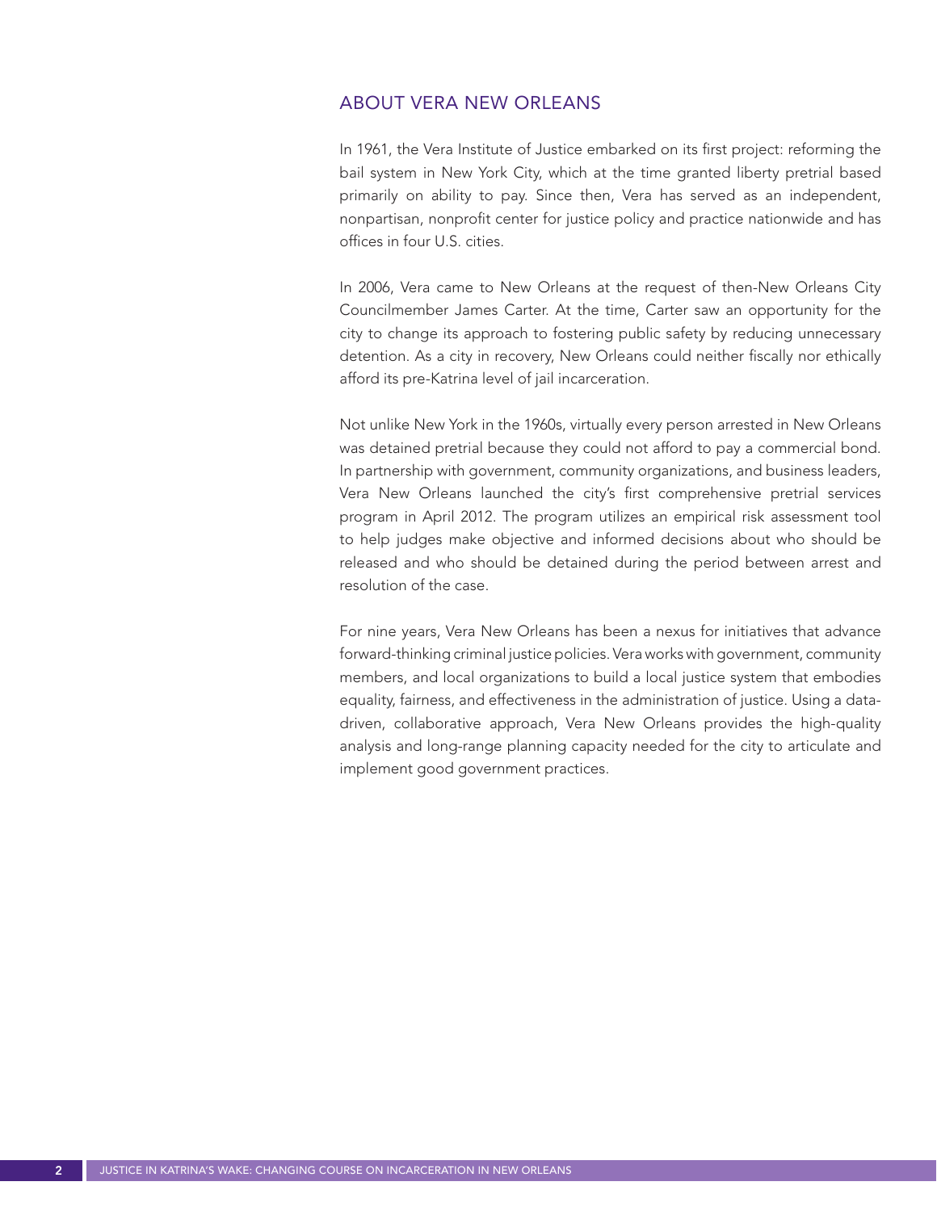## ABOUT VERA NEW ORLEANS

In 1961, the Vera Institute of Justice embarked on its first project: reforming the bail system in New York City, which at the time granted liberty pretrial based primarily on ability to pay. Since then, Vera has served as an independent, nonpartisan, nonprofit center for justice policy and practice nationwide and has offices in four U.S. cities.

In 2006, Vera came to New Orleans at the request of then-New Orleans City Councilmember James Carter. At the time, Carter saw an opportunity for the city to change its approach to fostering public safety by reducing unnecessary detention. As a city in recovery, New Orleans could neither fiscally nor ethically afford its pre-Katrina level of jail incarceration.

Not unlike New York in the 1960s, virtually every person arrested in New Orleans was detained pretrial because they could not afford to pay a commercial bond. In partnership with government, community organizations, and business leaders, Vera New Orleans launched the city's first comprehensive pretrial services program in April 2012. The program utilizes an empirical risk assessment tool to help judges make objective and informed decisions about who should be released and who should be detained during the period between arrest and resolution of the case.

For nine years, Vera New Orleans has been a nexus for initiatives that advance forward-thinking criminal justice policies. Vera works with government, community members, and local organizations to build a local justice system that embodies equality, fairness, and effectiveness in the administration of justice. Using a data-driven, collaborative approach, Vera New Orleans provides the high-quality analysis and long-range planning capacity needed for the city to articulate and implement good government practices.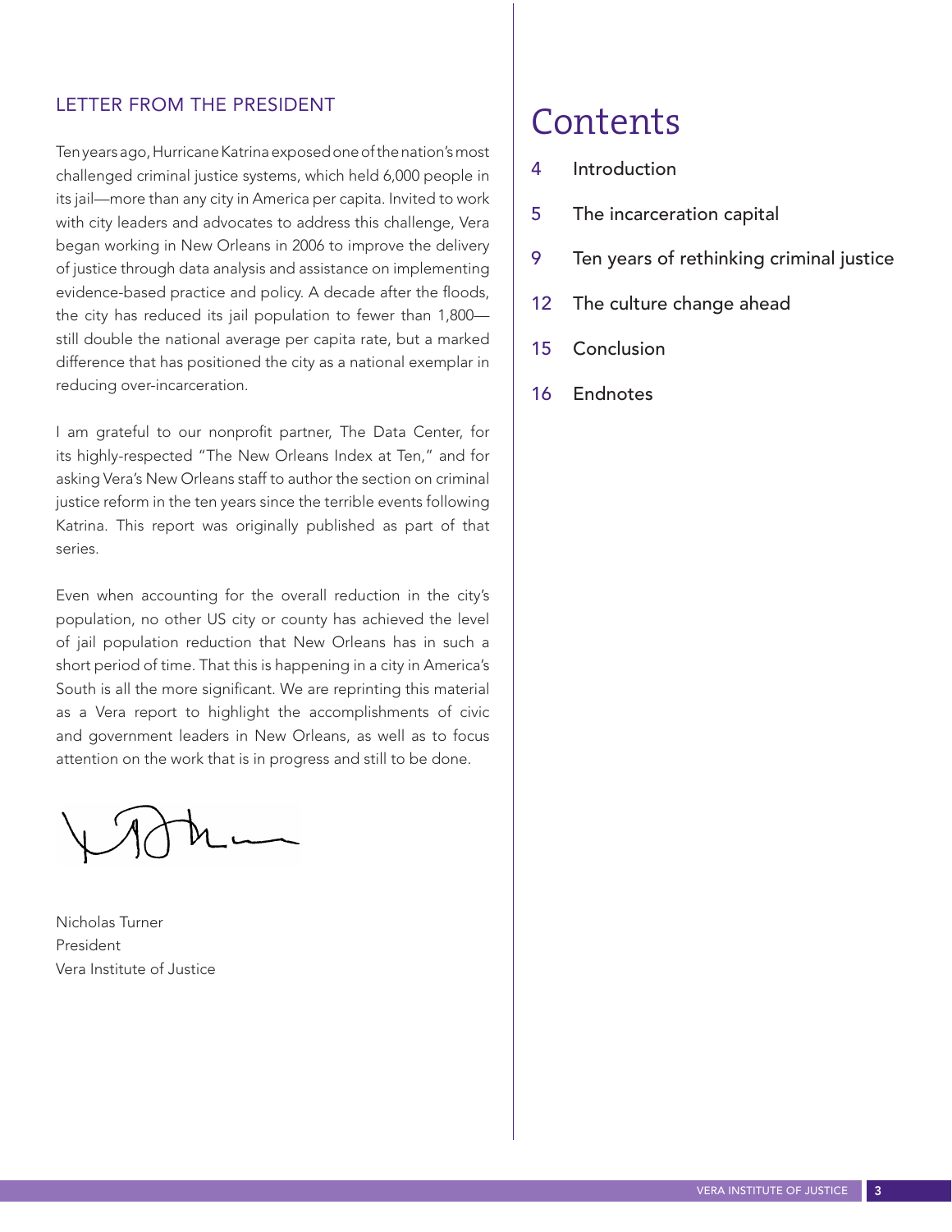## LETTER FROM THE PRESIDENT

Ten years ago, Hurricane Katrina exposed one of the nation's most challenged criminal justice systems, which held 6,000 people in its jail—more than any city in America per capita. Invited to work with city leaders and advocates to address this challenge, Vera began working in New Orleans in 2006 to improve the delivery of justice through data analysis and assistance on implementing evidence-based practice and policy. A decade after the floods, the city has reduced its jail population to fewer than 1,800—still double the national average per capita rate, but a marked difference that has positioned the city as a national exemplar in reducing over-incarceration.

I am grateful to our nonprofit partner, The Data Center, for its highly-respected "The New Orleans Index at Ten," and for asking Vera's New Orleans staff to author the section on criminal justice reform in the ten years since the terrible events following Katrina. This report was originally published as part of that series.

Even when accounting for the overall reduction in the city's population, no other US city or county has achieved the level of jail population reduction that New Orleans has in such a short period of time. That this is happening in a city in America's South is all the more significant. We are reprinting this material as a Vera report to highlight the accomplishments of civic and government leaders in New Orleans, as well as to focus attention on the work that is in progress and still to be done.

Nicholas Turner
President
Vera Institute of Justice

# Contents

- 4 Introduction
- 5 The incarceration capital
- 9 Ten years of rethinking criminal justice
- 12 The culture change ahead
- 15 Conclusion
- 16 Endnotes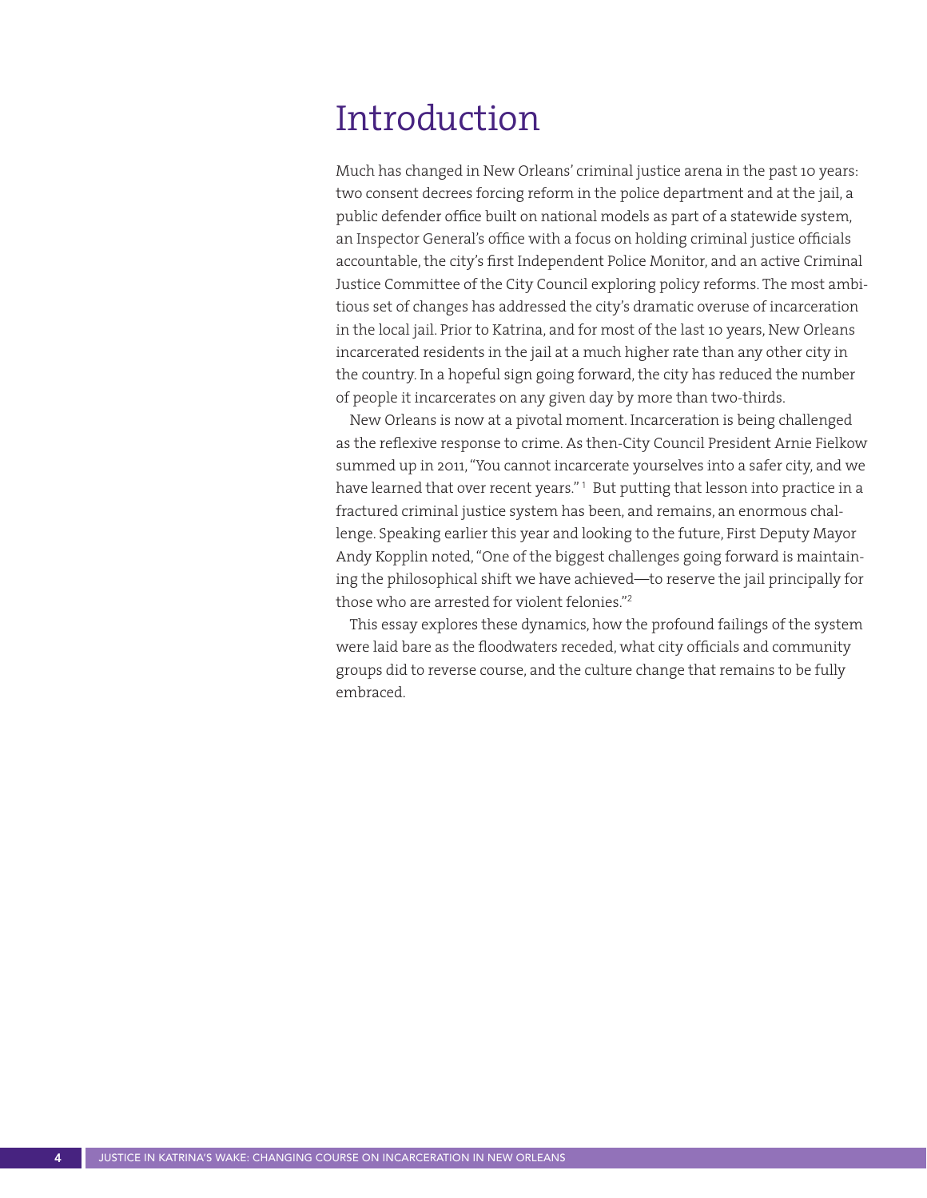# Introduction

Much has changed in New Orleans' criminal justice arena in the past 10 years: two consent decrees forcing reform in the police department and at the jail, a public defender office built on national models as part of a statewide system, an Inspector General's office with a focus on holding criminal justice officials accountable, the city's first Independent Police Monitor, and an active Criminal Justice Committee of the City Council exploring policy reforms. The most ambitious set of changes has addressed the city's dramatic overuse of incarceration in the local jail. Prior to Katrina, and for most of the last 10 years, New Orleans incarcerated residents in the jail at a much higher rate than any other city in the country. In a hopeful sign going forward, the city has reduced the number of people it incarcerates on any given day by more than two-thirds.

New Orleans is now at a pivotal moment. Incarceration is being challenged as the reflexive response to crime. As then-City Council President Arnie Fielkow summed up in 2011, "You cannot incarcerate yourselves into a safer city, and we have learned that over recent years."[1] But putting that lesson into practice in a fractured criminal justice system has been, and remains, an enormous challenge. Speaking earlier this year and looking to the future, First Deputy Mayor Andy Kopplin noted, "One of the biggest challenges going forward is maintaining the philosophical shift we have achieved—to reserve the jail principally for those who are arrested for violent felonies."[2]

This essay explores these dynamics, how the profound failings of the system were laid bare as the floodwaters receded, what city officials and community groups did to reverse course, and the culture change that remains to be fully embraced.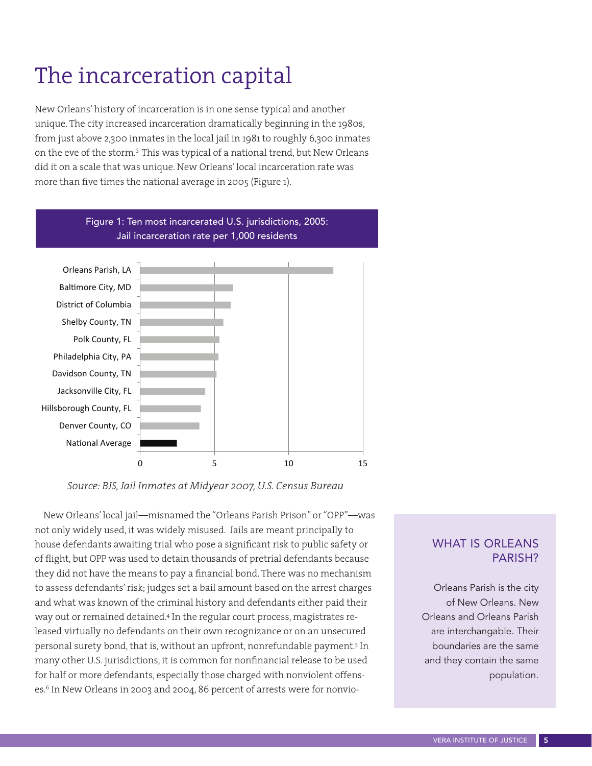# The incarceration capital

New Orleans' history of incarceration is in one sense typical and another unique. The city increased incarceration dramatically beginning in the 1980s, from just above 2,300 inmates in the local jail in 1981 to roughly 6,300 inmates on the eve of the storm.[3] This was typical of a national trend, but New Orleans did it on a scale that was unique. New Orleans' local incarceration rate was more than five times the national average in 2005 (Figure 1).

**Figure 1: Ten most incarcerated U.S. jurisdictions, 2005: Jail incarceration rate per 1,000 residents**

| Jurisdiction | Jail incarceration rate per 1,000 residents (approx.) |
|---|---|
| Orleans Parish, LA | 13 |
| Baltimore City, MD | 6.3 |
| District of Columbia | 6.1 |
| Shelby County, TN | 5.6 |
| Polk County, FL | 5.3 |
| Philadelphia City, PA | 5.3 |
| Davidson County, TN | 5.1 |
| Jacksonville City, FL | 4.4 |
| Hillsborough County, FL | 4.1 |
| Denver County, CO | 4.0 |
| National Average | 2.5 |

*Source: BJS, Jail Inmates at Midyear 2007, U.S. Census Bureau*

New Orleans' local jail—misnamed the "Orleans Parish Prison" or "OPP"—was not only widely used, it was widely misused. Jails are meant principally to house defendants awaiting trial who pose a significant risk to public safety or of flight, but OPP was used to detain thousands of pretrial defendants because they did not have the means to pay a financial bond. There was no mechanism to assess defendants' risk; judges set a bail amount based on the arrest charges and what was known of the criminal history and defendants either paid their way out or remained detained.[4] In the regular court process, magistrates released virtually no defendants on their own recognizance or on an unsecured personal surety bond, that is, without an upfront, nonrefundable payment.[5] In many other U.S. jurisdictions, it is common for nonfinancial release to be used for half or more defendants, especially those charged with nonviolent offenses.[6] In New Orleans in 2003 and 2004, 86 percent of arrests were for nonvio-

## WHAT IS ORLEANS PARISH?

Orleans Parish is the city of New Orleans. New Orleans and Orleans Parish are interchangable. Their boundaries are the same and they contain the same population.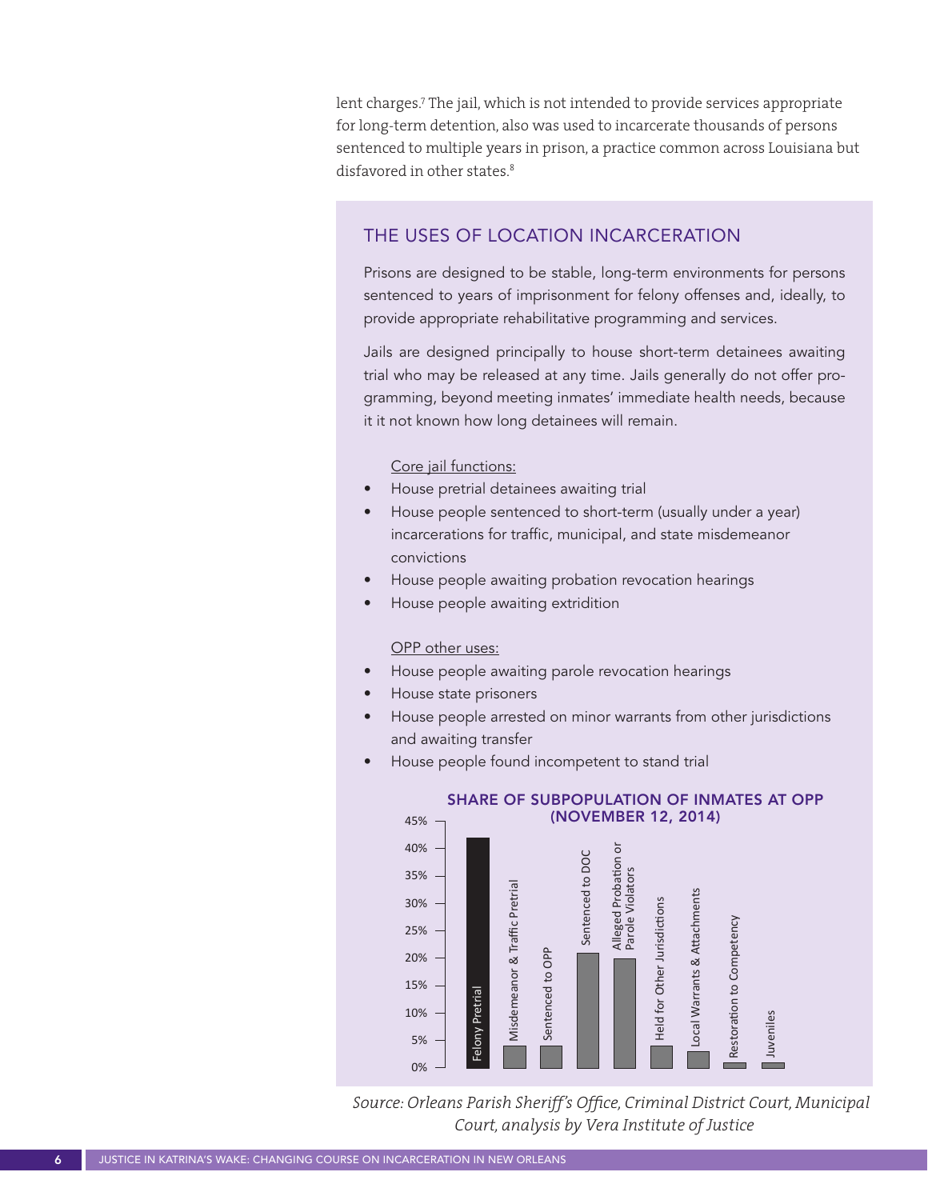lent charges.[7] The jail, which is not intended to provide services appropriate for long-term detention, also was used to incarcerate thousands of persons sentenced to multiple years in prison, a practice common across Louisiana but disfavored in other states.[8]

## THE USES OF LOCATION INCARCERATION

Prisons are designed to be stable, long-term environments for persons sentenced to years of imprisonment for felony offenses and, ideally, to provide appropriate rehabilitative programming and services.

Jails are designed principally to house short-term detainees awaiting trial who may be released at any time. Jails generally do not offer programming, beyond meeting inmates' immediate health needs, because it it not known how long detainees will remain.

Core jail functions:

- House pretrial detainees awaiting trial
- House people sentenced to short-term (usually under a year) incarcerations for traffic, municipal, and state misdemeanor convictions
- House people awaiting probation revocation hearings
- House people awaiting extridition

OPP other uses:

- House people awaiting parole revocation hearings
- House state prisoners
- House people arrested on minor warrants from other jurisdictions and awaiting transfer
- House people found incompetent to stand trial

**SHARE OF SUBPOPULATION OF INMATES AT OPP (NOVEMBER 12, 2014)**

| Subpopulation | Share (approx.) |
| --- | --- |
| Felony Pretrial | 42% |
| Misdemeanor & Traffic Pretrial | 4% |
| Sentenced to OPP | 4% |
| Sentenced to DOC | 21% |
| Alleged Probation or Parole Violators | 20% |
| Held for Other Jurisdictions | 4% |
| Local Warrants & Attachments | 3% |
| Restoration to Competency | 1% |
| Juveniles | 1% |

*Source: Orleans Parish Sheriff's Office, Criminal District Court, Municipal Court, analysis by Vera Institute of Justice*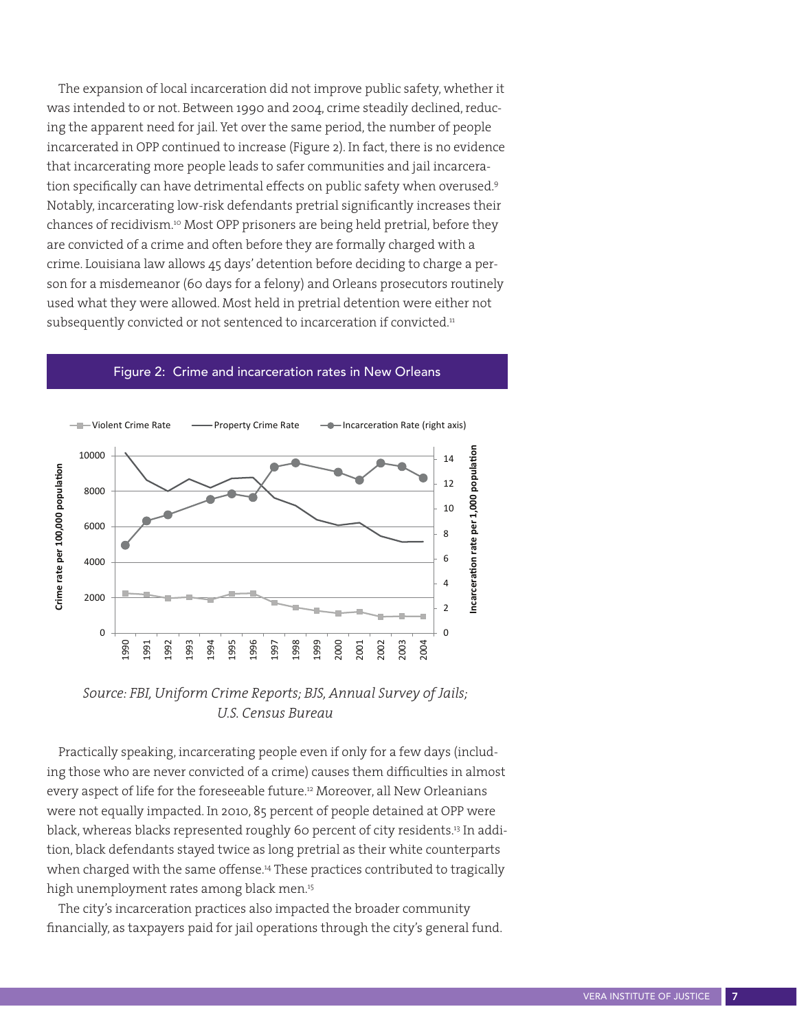The expansion of local incarceration did not improve public safety, whether it was intended to or not. Between 1990 and 2004, crime steadily declined, reducing the apparent need for jail. Yet over the same period, the number of people incarcerated in OPP continued to increase (Figure 2). In fact, there is no evidence that incarcerating more people leads to safer communities and jail incarceration specifically can have detrimental effects on public safety when overused.[9] Notably, incarcerating low-risk defendants pretrial significantly increases their chances of recidivism.[10] Most OPP prisoners are being held pretrial, before they are convicted of a crime and often before they are formally charged with a crime. Louisiana law allows 45 days' detention before deciding to charge a person for a misdemeanor (60 days for a felony) and Orleans prosecutors routinely used what they were allowed. Most held in pretrial detention were either not subsequently convicted or not sentenced to incarceration if convicted.[11]

**Figure 2: Crime and incarceration rates in New Orleans**

*Source: FBI, Uniform Crime Reports; BJS, Annual Survey of Jails; U.S. Census Bureau*

Practically speaking, incarcerating people even if only for a few days (including those who are never convicted of a crime) causes them difficulties in almost every aspect of life for the foreseeable future.[12] Moreover, all New Orleanians were not equally impacted. In 2010, 85 percent of people detained at OPP were black, whereas blacks represented roughly 60 percent of city residents.[13] In addition, black defendants stayed twice as long pretrial as their white counterparts when charged with the same offense.[14] These practices contributed to tragically high unemployment rates among black men.[15]

The city's incarceration practices also impacted the broader community financially, as taxpayers paid for jail operations through the city's general fund.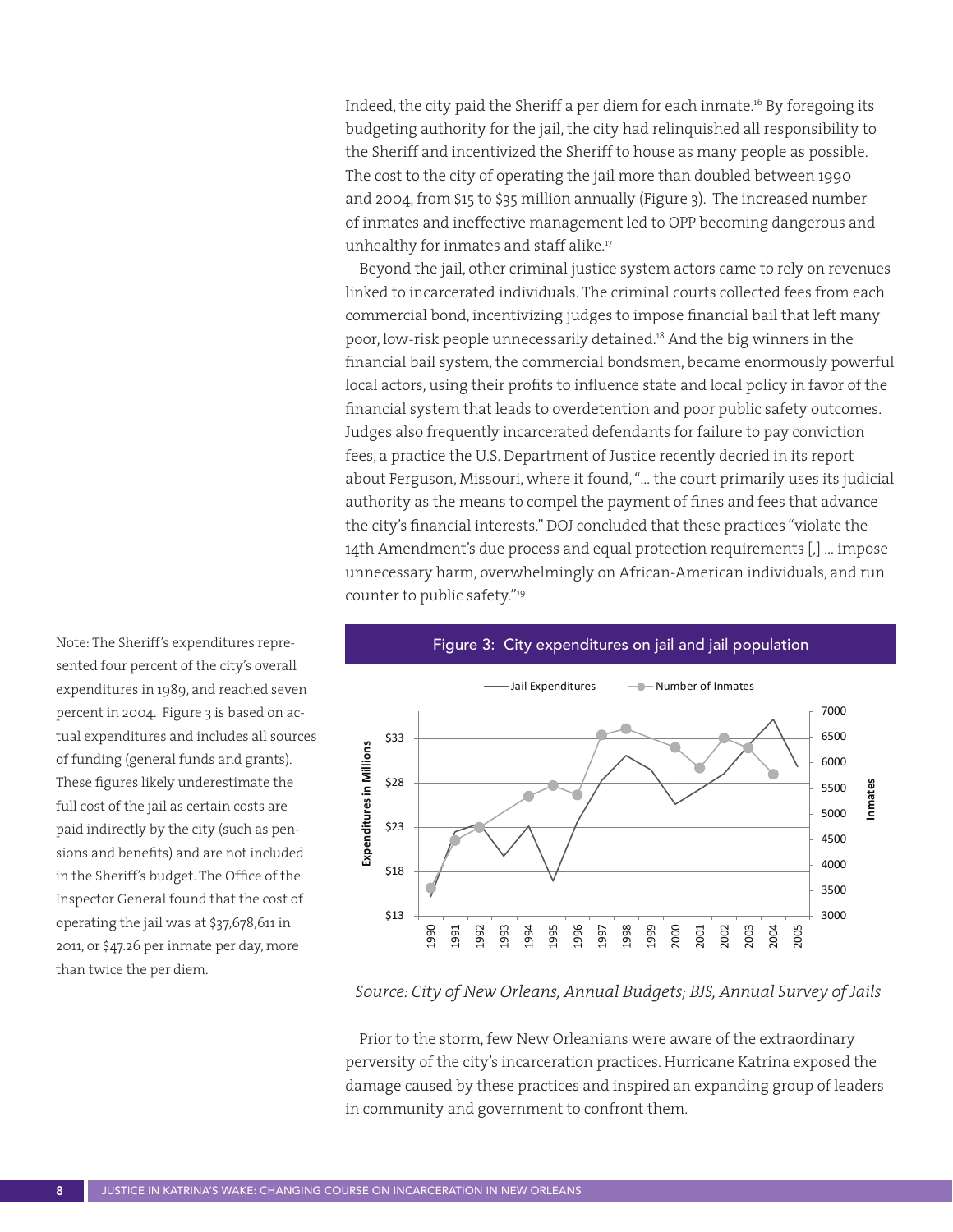Indeed, the city paid the Sheriff a per diem for each inmate.[16] By foregoing its budgeting authority for the jail, the city had relinquished all responsibility to the Sheriff and incentivized the Sheriff to house as many people as possible. The cost to the city of operating the jail more than doubled between 1990 and 2004, from $15 to $35 million annually (Figure 3). The increased number of inmates and ineffective management led to OPP becoming dangerous and unhealthy for inmates and staff alike.[17]

Beyond the jail, other criminal justice system actors came to rely on revenues linked to incarcerated individuals. The criminal courts collected fees from each commercial bond, incentivizing judges to impose financial bail that left many poor, low-risk people unnecessarily detained.[18] And the big winners in the financial bail system, the commercial bondsmen, became enormously powerful local actors, using their profits to influence state and local policy in favor of the financial system that leads to overdetention and poor public safety outcomes. Judges also frequently incarcerated defendants for failure to pay conviction fees, a practice the U.S. Department of Justice recently decried in its report about Ferguson, Missouri, where it found, "... the court primarily uses its judicial authority as the means to compel the payment of fines and fees that advance the city's financial interests." DOJ concluded that these practices "violate the 14th Amendment's due process and equal protection requirements [,] ... impose unnecessary harm, overwhelmingly on African-American individuals, and run counter to public safety."[19]

Note: The Sheriff's expenditures represented four percent of the city's overall expenditures in 1989, and reached seven percent in 2004. Figure 3 is based on actual expenditures and includes all sources of funding (general funds and grants). These figures likely underestimate the full cost of the jail as certain costs are paid indirectly by the city (such as pensions and benefits) and are not included in the Sheriff's budget. The Office of the Inspector General found that the cost of operating the jail was at $37,678,611 in 2011, or $47.26 per inmate per day, more than twice the per diem.

**Figure 3: City expenditures on jail and jail population**

*Source: City of New Orleans, Annual Budgets; BJS, Annual Survey of Jails*

Prior to the storm, few New Orleanians were aware of the extraordinary perversity of the city's incarceration practices. Hurricane Katrina exposed the damage caused by these practices and inspired an expanding group of leaders in community and government to confront them.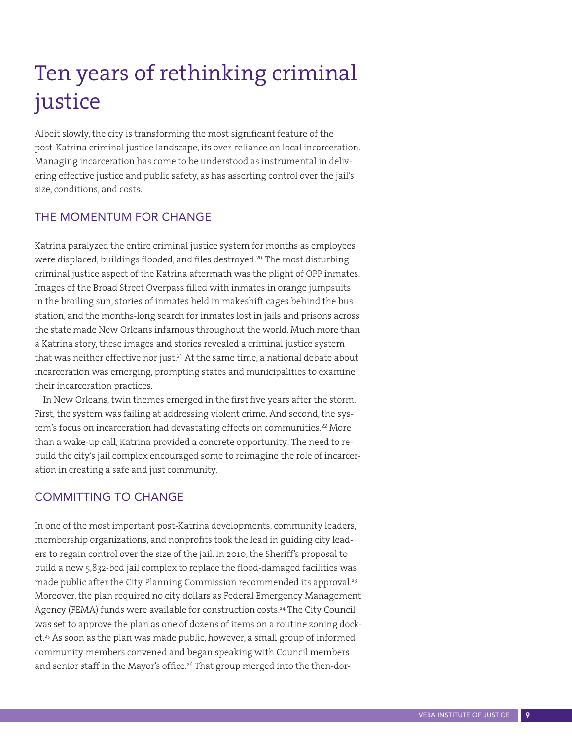# Ten years of rethinking criminal justice

Albeit slowly, the city is transforming the most significant feature of the post-Katrina criminal justice landscape, its over-reliance on local incarceration. Managing incarceration has come to be understood as instrumental in delivering effective justice and public safety, as has asserting control over the jail's size, conditions, and costs.

## THE MOMENTUM FOR CHANGE

Katrina paralyzed the entire criminal justice system for months as employees were displaced, buildings flooded, and files destroyed.[20] The most disturbing criminal justice aspect of the Katrina aftermath was the plight of OPP inmates. Images of the Broad Street Overpass filled with inmates in orange jumpsuits in the broiling sun, stories of inmates held in makeshift cages behind the bus station, and the months-long search for inmates lost in jails and prisons across the state made New Orleans infamous throughout the world. Much more than a Katrina story, these images and stories revealed a criminal justice system that was neither effective nor just.[21] At the same time, a national debate about incarceration was emerging, prompting states and municipalities to examine their incarceration practices.

In New Orleans, twin themes emerged in the first five years after the storm. First, the system was failing at addressing violent crime. And second, the system's focus on incarceration had devastating effects on communities.[22] More than a wake-up call, Katrina provided a concrete opportunity: The need to rebuild the city's jail complex encouraged some to reimagine the role of incarceration in creating a safe and just community.

## COMMITTING TO CHANGE

In one of the most important post-Katrina developments, community leaders, membership organizations, and nonprofits took the lead in guiding city leaders to regain control over the size of the jail. In 2010, the Sheriff's proposal to build a new 5,832-bed jail complex to replace the flood-damaged facilities was made public after the City Planning Commission recommended its approval.[23] Moreover, the plan required no city dollars as Federal Emergency Management Agency (FEMA) funds were available for construction costs.[24] The City Council was set to approve the plan as one of dozens of items on a routine zoning docket.[25] As soon as the plan was made public, however, a small group of informed community members convened and began speaking with Council members and senior staff in the Mayor's office.[26] That group merged into the then-dor-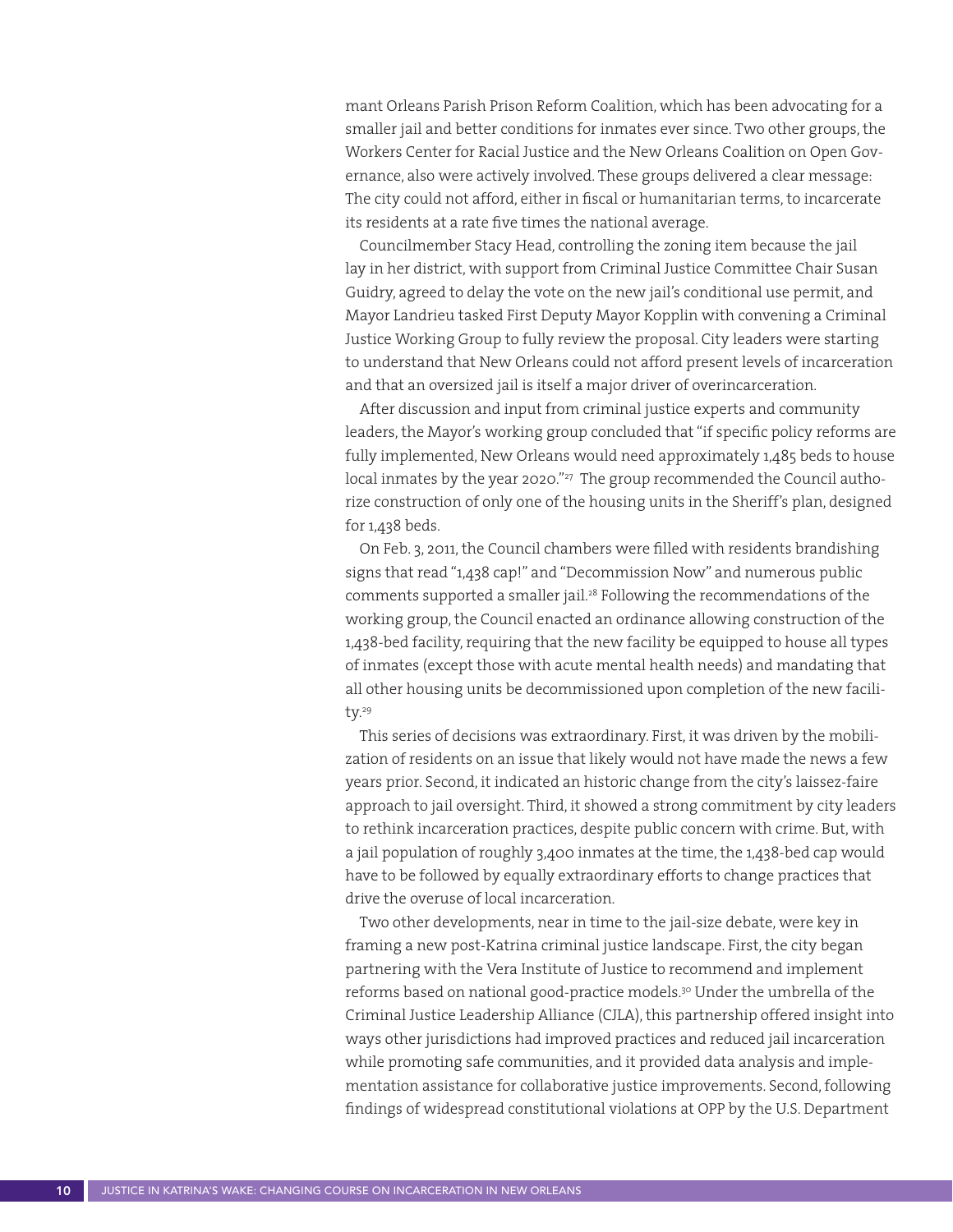mant Orleans Parish Prison Reform Coalition, which has been advocating for a smaller jail and better conditions for inmates ever since. Two other groups, the Workers Center for Racial Justice and the New Orleans Coalition on Open Governance, also were actively involved. These groups delivered a clear message: The city could not afford, either in fiscal or humanitarian terms, to incarcerate its residents at a rate five times the national average.

Councilmember Stacy Head, controlling the zoning item because the jail lay in her district, with support from Criminal Justice Committee Chair Susan Guidry, agreed to delay the vote on the new jail's conditional use permit, and Mayor Landrieu tasked First Deputy Mayor Kopplin with convening a Criminal Justice Working Group to fully review the proposal. City leaders were starting to understand that New Orleans could not afford present levels of incarceration and that an oversized jail is itself a major driver of overincarceration.

After discussion and input from criminal justice experts and community leaders, the Mayor's working group concluded that "if specific policy reforms are fully implemented, New Orleans would need approximately 1,485 beds to house local inmates by the year 2020."[27] The group recommended the Council authorize construction of only one of the housing units in the Sheriff's plan, designed for 1,438 beds.

On Feb. 3, 2011, the Council chambers were filled with residents brandishing signs that read "1,438 cap!" and "Decommission Now" and numerous public comments supported a smaller jail.[28] Following the recommendations of the working group, the Council enacted an ordinance allowing construction of the 1,438-bed facility, requiring that the new facility be equipped to house all types of inmates (except those with acute mental health needs) and mandating that all other housing units be decommissioned upon completion of the new facility.[29]

This series of decisions was extraordinary. First, it was driven by the mobilization of residents on an issue that likely would not have made the news a few years prior. Second, it indicated an historic change from the city's laissez-faire approach to jail oversight. Third, it showed a strong commitment by city leaders to rethink incarceration practices, despite public concern with crime. But, with a jail population of roughly 3,400 inmates at the time, the 1,438-bed cap would have to be followed by equally extraordinary efforts to change practices that drive the overuse of local incarceration.

Two other developments, near in time to the jail-size debate, were key in framing a new post-Katrina criminal justice landscape. First, the city began partnering with the Vera Institute of Justice to recommend and implement reforms based on national good-practice models.[30] Under the umbrella of the Criminal Justice Leadership Alliance (CJLA), this partnership offered insight into ways other jurisdictions had improved practices and reduced jail incarceration while promoting safe communities, and it provided data analysis and implementation assistance for collaborative justice improvements. Second, following findings of widespread constitutional violations at OPP by the U.S. Department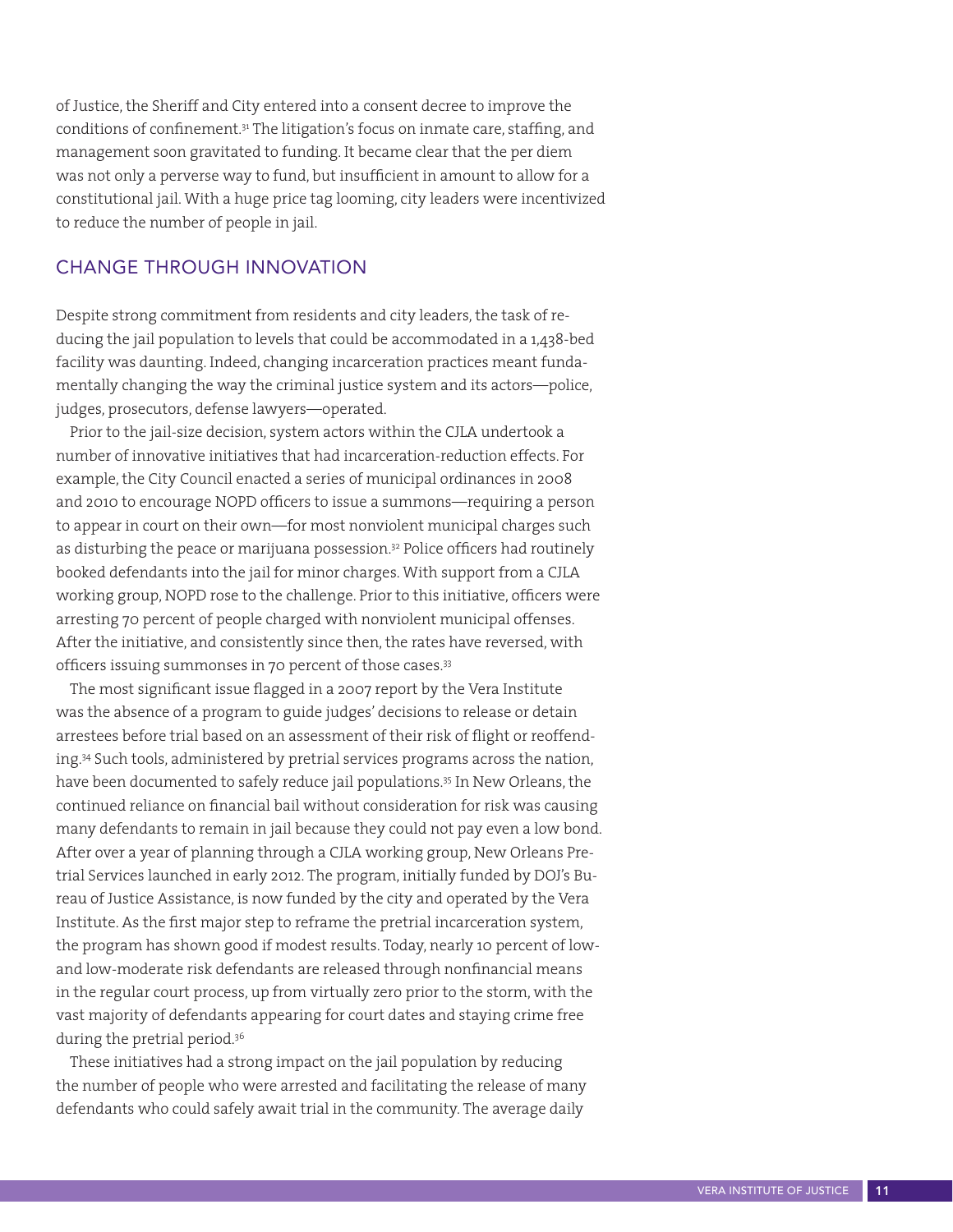of Justice, the Sheriff and City entered into a consent decree to improve the conditions of confinement.[31] The litigation's focus on inmate care, staffing, and management soon gravitated to funding. It became clear that the per diem was not only a perverse way to fund, but insufficient in amount to allow for a constitutional jail. With a huge price tag looming, city leaders were incentivized to reduce the number of people in jail.

## CHANGE THROUGH INNOVATION

Despite strong commitment from residents and city leaders, the task of reducing the jail population to levels that could be accommodated in a 1,438-bed facility was daunting. Indeed, changing incarceration practices meant fundamentally changing the way the criminal justice system and its actors—police, judges, prosecutors, defense lawyers—operated.

Prior to the jail-size decision, system actors within the CJLA undertook a number of innovative initiatives that had incarceration-reduction effects. For example, the City Council enacted a series of municipal ordinances in 2008 and 2010 to encourage NOPD officers to issue a summons—requiring a person to appear in court on their own—for most nonviolent municipal charges such as disturbing the peace or marijuana possession.[32] Police officers had routinely booked defendants into the jail for minor charges. With support from a CJLA working group, NOPD rose to the challenge. Prior to this initiative, officers were arresting 70 percent of people charged with nonviolent municipal offenses. After the initiative, and consistently since then, the rates have reversed, with officers issuing summonses in 70 percent of those cases.[33]

The most significant issue flagged in a 2007 report by the Vera Institute was the absence of a program to guide judges' decisions to release or detain arrestees before trial based on an assessment of their risk of flight or reoffending.[34] Such tools, administered by pretrial services programs across the nation, have been documented to safely reduce jail populations.[35] In New Orleans, the continued reliance on financial bail without consideration for risk was causing many defendants to remain in jail because they could not pay even a low bond. After over a year of planning through a CJLA working group, New Orleans Pretrial Services launched in early 2012. The program, initially funded by DOJ's Bureau of Justice Assistance, is now funded by the city and operated by the Vera Institute. As the first major step to reframe the pretrial incarceration system, the program has shown good if modest results. Today, nearly 10 percent of low- and low-moderate risk defendants are released through nonfinancial means in the regular court process, up from virtually zero prior to the storm, with the vast majority of defendants appearing for court dates and staying crime free during the pretrial period.[36]

These initiatives had a strong impact on the jail population by reducing the number of people who were arrested and facilitating the release of many defendants who could safely await trial in the community. The average daily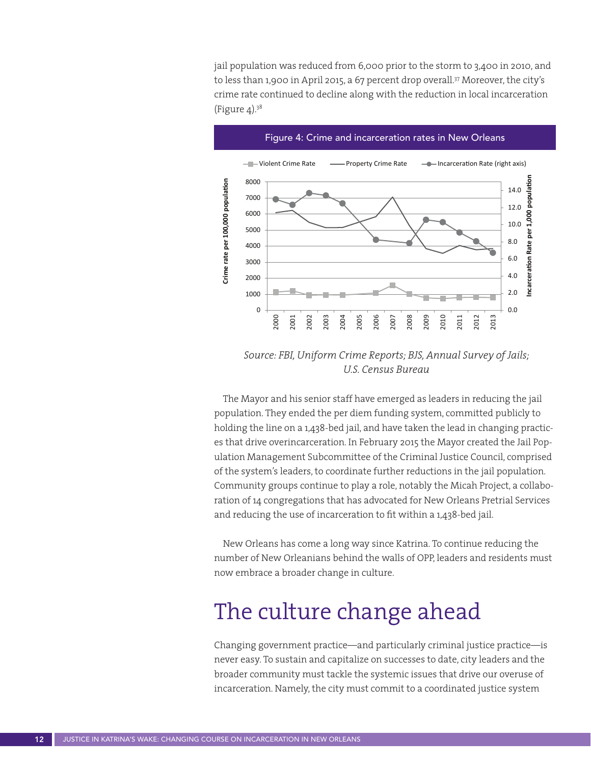jail population was reduced from 6,000 prior to the storm to 3,400 in 2010, and to less than 1,900 in April 2015, a 67 percent drop overall.[37] Moreover, the city's crime rate continued to decline along with the reduction in local incarceration (Figure 4).[38]

Figure 4: Crime and incarceration rates in New Orleans

*Source: FBI, Uniform Crime Reports; BJS, Annual Survey of Jails; U.S. Census Bureau*

The Mayor and his senior staff have emerged as leaders in reducing the jail population. They ended the per diem funding system, committed publicly to holding the line on a 1,438-bed jail, and have taken the lead in changing practices that drive overincarceration. In February 2015 the Mayor created the Jail Population Management Subcommittee of the Criminal Justice Council, comprised of the system's leaders, to coordinate further reductions in the jail population. Community groups continue to play a role, notably the Micah Project, a collaboration of 14 congregations that has advocated for New Orleans Pretrial Services and reducing the use of incarceration to fit within a 1,438-bed jail.

New Orleans has come a long way since Katrina. To continue reducing the number of New Orleanians behind the walls of OPP, leaders and residents must now embrace a broader change in culture.

# The culture change ahead

Changing government practice—and particularly criminal justice practice—is never easy. To sustain and capitalize on successes to date, city leaders and the broader community must tackle the systemic issues that drive our overuse of incarceration. Namely, the city must commit to a coordinated justice system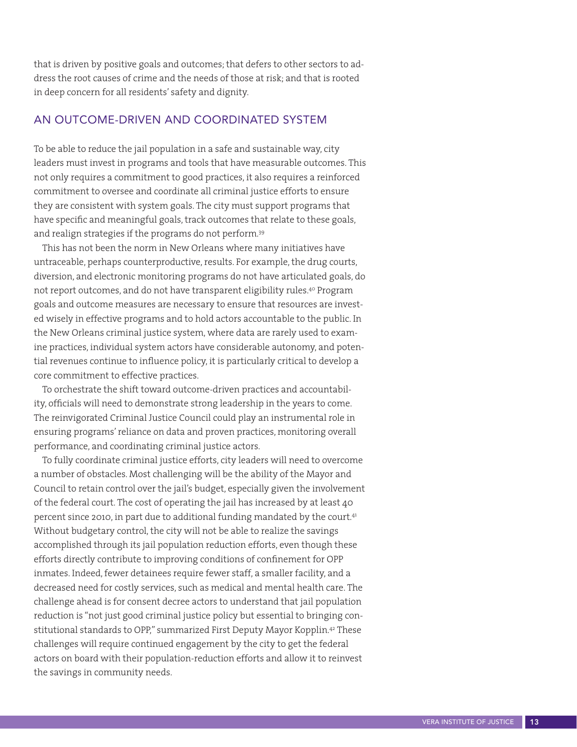that is driven by positive goals and outcomes; that defers to other sectors to address the root causes of crime and the needs of those at risk; and that is rooted in deep concern for all residents' safety and dignity.

## AN OUTCOME-DRIVEN AND COORDINATED SYSTEM

To be able to reduce the jail population in a safe and sustainable way, city leaders must invest in programs and tools that have measurable outcomes. This not only requires a commitment to good practices, it also requires a reinforced commitment to oversee and coordinate all criminal justice efforts to ensure they are consistent with system goals. The city must support programs that have specific and meaningful goals, track outcomes that relate to these goals, and realign strategies if the programs do not perform.[39]

This has not been the norm in New Orleans where many initiatives have untraceable, perhaps counterproductive, results. For example, the drug courts, diversion, and electronic monitoring programs do not have articulated goals, do not report outcomes, and do not have transparent eligibility rules.[40] Program goals and outcome measures are necessary to ensure that resources are invested wisely in effective programs and to hold actors accountable to the public. In the New Orleans criminal justice system, where data are rarely used to examine practices, individual system actors have considerable autonomy, and potential revenues continue to influence policy, it is particularly critical to develop a core commitment to effective practices.

To orchestrate the shift toward outcome-driven practices and accountability, officials will need to demonstrate strong leadership in the years to come. The reinvigorated Criminal Justice Council could play an instrumental role in ensuring programs' reliance on data and proven practices, monitoring overall performance, and coordinating criminal justice actors.

To fully coordinate criminal justice efforts, city leaders will need to overcome a number of obstacles. Most challenging will be the ability of the Mayor and Council to retain control over the jail's budget, especially given the involvement of the federal court. The cost of operating the jail has increased by at least 40 percent since 2010, in part due to additional funding mandated by the court.[41] Without budgetary control, the city will not be able to realize the savings accomplished through its jail population reduction efforts, even though these efforts directly contribute to improving conditions of confinement for OPP inmates. Indeed, fewer detainees require fewer staff, a smaller facility, and a decreased need for costly services, such as medical and mental health care. The challenge ahead is for consent decree actors to understand that jail population reduction is "not just good criminal justice policy but essential to bringing constitutional standards to OPP," summarized First Deputy Mayor Kopplin.[42] These challenges will require continued engagement by the city to get the federal actors on board with their population-reduction efforts and allow it to reinvest the savings in community needs.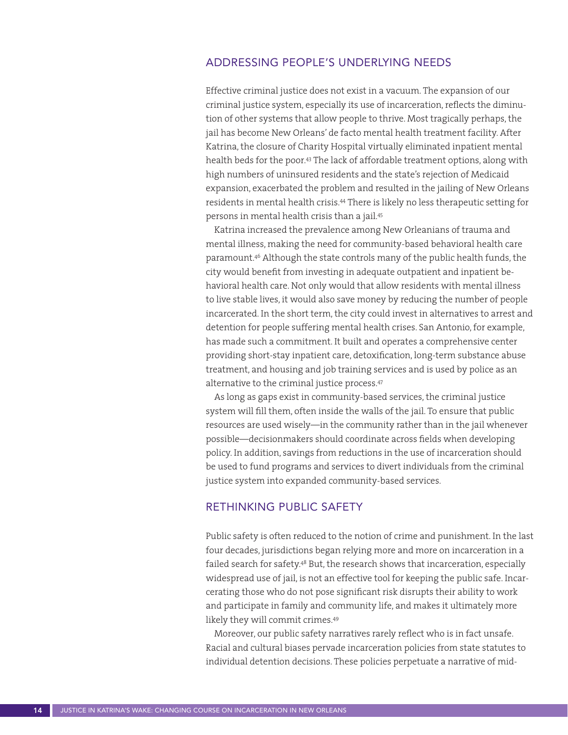## ADDRESSING PEOPLE'S UNDERLYING NEEDS

Effective criminal justice does not exist in a vacuum. The expansion of our criminal justice system, especially its use of incarceration, reflects the diminution of other systems that allow people to thrive. Most tragically perhaps, the jail has become New Orleans' de facto mental health treatment facility. After Katrina, the closure of Charity Hospital virtually eliminated inpatient mental health beds for the poor.[43] The lack of affordable treatment options, along with high numbers of uninsured residents and the state's rejection of Medicaid expansion, exacerbated the problem and resulted in the jailing of New Orleans residents in mental health crisis.[44] There is likely no less therapeutic setting for persons in mental health crisis than a jail.[45]

Katrina increased the prevalence among New Orleanians of trauma and mental illness, making the need for community-based behavioral health care paramount.[46] Although the state controls many of the public health funds, the city would benefit from investing in adequate outpatient and inpatient behavioral health care. Not only would that allow residents with mental illness to live stable lives, it would also save money by reducing the number of people incarcerated. In the short term, the city could invest in alternatives to arrest and detention for people suffering mental health crises. San Antonio, for example, has made such a commitment. It built and operates a comprehensive center providing short-stay inpatient care, detoxification, long-term substance abuse treatment, and housing and job training services and is used by police as an alternative to the criminal justice process.[47]

As long as gaps exist in community-based services, the criminal justice system will fill them, often inside the walls of the jail. To ensure that public resources are used wisely—in the community rather than in the jail whenever possible—decisionmakers should coordinate across fields when developing policy. In addition, savings from reductions in the use of incarceration should be used to fund programs and services to divert individuals from the criminal justice system into expanded community-based services.

## RETHINKING PUBLIC SAFETY

Public safety is often reduced to the notion of crime and punishment. In the last four decades, jurisdictions began relying more and more on incarceration in a failed search for safety.[48] But, the research shows that incarceration, especially widespread use of jail, is not an effective tool for keeping the public safe. Incarcerating those who do not pose significant risk disrupts their ability to work and participate in family and community life, and makes it ultimately more likely they will commit crimes.[49]

Moreover, our public safety narratives rarely reflect who is in fact unsafe. Racial and cultural biases pervade incarceration policies from state statutes to individual detention decisions. These policies perpetuate a narrative of mid-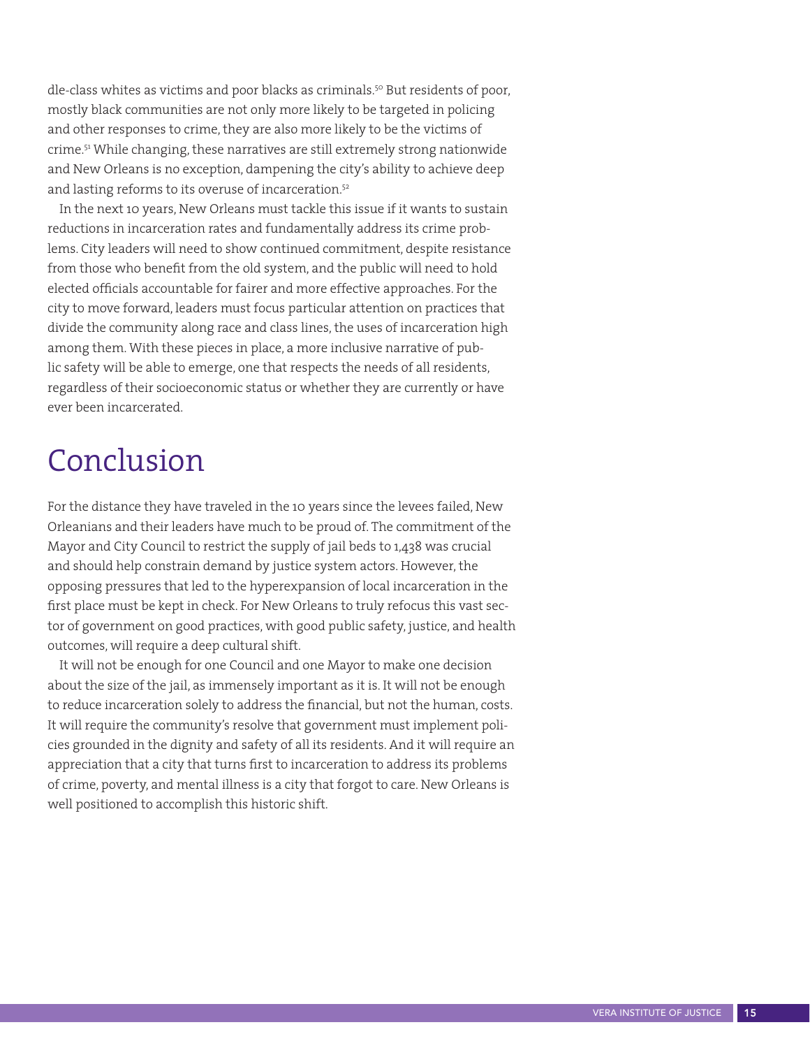dle-class whites as victims and poor blacks as criminals.[50] But residents of poor, mostly black communities are not only more likely to be targeted in policing and other responses to crime, they are also more likely to be the victims of crime.[51] While changing, these narratives are still extremely strong nationwide and New Orleans is no exception, dampening the city's ability to achieve deep and lasting reforms to its overuse of incarceration.[52]

In the next 10 years, New Orleans must tackle this issue if it wants to sustain reductions in incarceration rates and fundamentally address its crime problems. City leaders will need to show continued commitment, despite resistance from those who benefit from the old system, and the public will need to hold elected officials accountable for fairer and more effective approaches. For the city to move forward, leaders must focus particular attention on practices that divide the community along race and class lines, the uses of incarceration high among them. With these pieces in place, a more inclusive narrative of public safety will be able to emerge, one that respects the needs of all residents, regardless of their socioeconomic status or whether they are currently or have ever been incarcerated.

# Conclusion

For the distance they have traveled in the 10 years since the levees failed, New Orleanians and their leaders have much to be proud of. The commitment of the Mayor and City Council to restrict the supply of jail beds to 1,438 was crucial and should help constrain demand by justice system actors. However, the opposing pressures that led to the hyperexpansion of local incarceration in the first place must be kept in check. For New Orleans to truly refocus this vast sector of government on good practices, with good public safety, justice, and health outcomes, will require a deep cultural shift.

It will not be enough for one Council and one Mayor to make one decision about the size of the jail, as immensely important as it is. It will not be enough to reduce incarceration solely to address the financial, but not the human, costs. It will require the community's resolve that government must implement policies grounded in the dignity and safety of all its residents. And it will require an appreciation that a city that turns first to incarceration to address its problems of crime, poverty, and mental illness is a city that forgot to care. New Orleans is well positioned to accomplish this historic shift.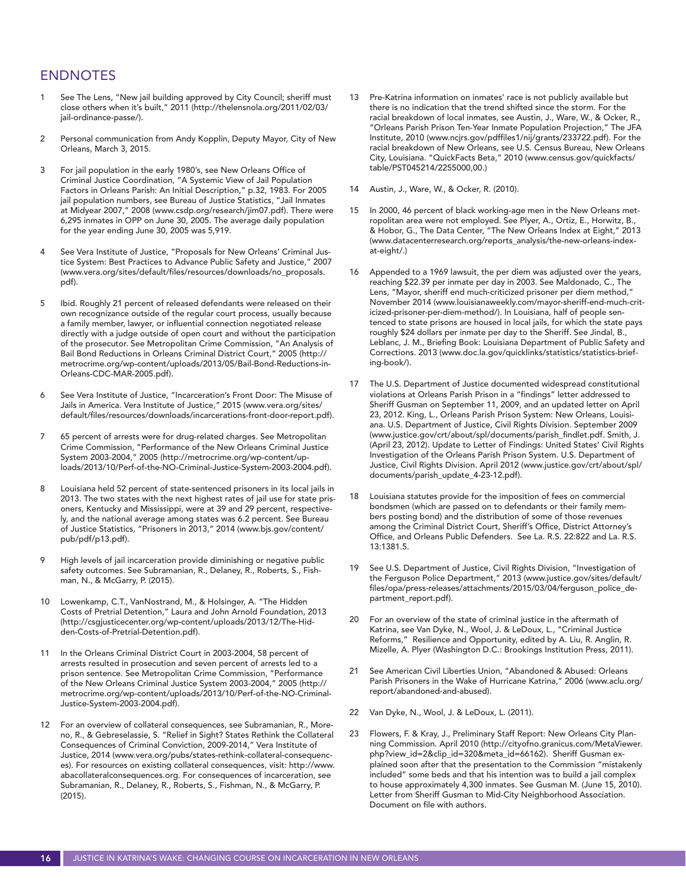# ENDNOTES

1. See The Lens, "New jail building approved by City Council; sheriff must close others when it's built," 2011 (http://thelensnola.org/2011/02/03/jail-ordinance-passe/).

2. Personal communication from Andy Kopplin, Deputy Mayor, City of New Orleans, March 3, 2015.

3. For jail population in the early 1980's, see New Orleans Office of Criminal Justice Coordination, "A Systemic View of Jail Population Factors in Orleans Parish: An Initial Description," p.32, 1983. For 2005 jail population numbers, see Bureau of Justice Statistics, "Jail Inmates at Midyear 2007," 2008 (www.csdp.org/research/jim07.pdf). There were 6,295 inmates in OPP on June 30, 2005. The average daily population for the year ending June 30, 2005 was 5,919.

4. See Vera Institute of Justice, "Proposals for New Orleans' Criminal Justice System: Best Practices to Advance Public Safety and Justice," 2007 (www.vera.org/sites/default/files/resources/downloads/no_proposals.pdf).

5. Ibid. Roughly 21 percent of released defendants were released on their own recognizance outside of the regular court process, usually because a family member, lawyer, or influential connection negotiated release directly with a judge outside of open court and without the participation of the prosecutor. See Metropolitan Crime Commission, "An Analysis of Bail Bond Reductions in Orleans Criminal District Court," 2005 (http://metrocrime.org/wp-content/uploads/2013/05/Bail-Bond-Reductions-in-Orleans-CDC-MAR-2005.pdf).

6. See Vera Institute of Justice, "Incarceration's Front Door: The Misuse of Jails in America. Vera Institute of Justice," 2015 (www.vera.org/sites/default/files/resources/downloads/incarcerations-front-door-report.pdf).

7. 65 percent of arrests were for drug-related charges. See Metropolitan Crime Commission, "Performance of the New Orleans Criminal Justice System 2003-2004," 2005 (http://metrocrime.org/wp-content/uploads/2013/10/Perf-of-the-NO-Criminal-Justice-System-2003-2004.pdf).

8. Louisiana held 52 percent of state-sentenced prisoners in its local jails in 2013. The two states with the next highest rates of jail use for state prisoners, Kentucky and Mississippi, were at 39 and 29 percent, respectively, and the national average among states was 6.2 percent. See Bureau of Justice Statistics, "Prisoners in 2013," 2014 (www.bjs.gov/content/pub/pdf/p13.pdf).

9. High levels of jail incarceration provide diminishing or negative public safety outcomes. See Subramanian, R., Delaney, R., Roberts, S., Fishman, N., & McGarry, P. (2015).

10. Lowenkamp, C.T., VanNostrand, M., & Holsinger, A. "The Hidden Costs of Pretrial Detention," Laura and John Arnold Foundation, 2013 (http://csgjusticecenter.org/wp-content/uploads/2013/12/The-Hidden-Costs-of-Pretrial-Detention.pdf).

11. In the Orleans Criminal District Court in 2003-2004, 58 percent of arrests resulted in prosecution and seven percent of arrests led to a prison sentence. See Metropolitan Crime Commission, "Performance of the New Orleans Criminal Justice System 2003-2004," 2005 (http://metrocrime.org/wp-content/uploads/2013/10/Perf-of-the-NO-Criminal-Justice-System-2003-2004.pdf).

12. For an overview of collateral consequences, see Subramanian, R., Moreno, R., & Gebreselassie, S. "Relief in Sight? States Rethink the Collateral Consequences of Criminal Conviction, 2009-2014," Vera Institute of Justice, 2014 (www.vera.org/pubs/states-rethink-collateral-consequences). For resources on existing collateral consequences, visit: http://www.abacollateralconsequences.org. For consequences of incarceration, see Subramanian, R., Delaney, R., Roberts, S., Fishman, N., & McGarry, P. (2015).

13. Pre-Katrina information on inmates' race is not publicly available but there is no indication that the trend shifted since the storm. For the racial breakdown of local inmates, see Austin, J., Ware, W., & Ocker, R., "Orleans Parish Prison Ten-Year Inmate Population Projection," The JFA Institute, 2010 (www.ncjrs.gov/pdffiles1/nij/grants/233722.pdf). For the racial breakdown of New Orleans, see U.S. Census Bureau, New Orleans City, Louisiana. "QuickFacts Beta," 2010 (www.census.gov/quickfacts/table/PST045214/2255000,00.)

14. Austin, J., Ware, W., & Ocker, R. (2010).

15. In 2000, 46 percent of black working-age men in the New Orleans metropolitan area were not employed. See Plyer, A., Ortiz, E., Horwitz, B., & Hobor, G., The Data Center, "The New Orleans Index at Eight," 2013 (www.datacenterresearch.org/reports_analysis/the-new-orleans-index-at-eight/.)

16. Appended to a 1969 lawsuit, the per diem was adjusted over the years, reaching $22.39 per inmate per day in 2003. See Maldonado, C., The Lens, "Mayor, sheriff end much-criticized prisoner per diem method," November 2014 (www.louisianaweekly.com/mayor-sheriff-end-much-criticized-prisoner-per-diem-method/). In Louisiana, half of people sentenced to state prisons are housed in local jails, for which the state pays roughly $24 dollars per inmate per day to the Sheriff. See Jindal, B., Leblanc, J. M., Briefing Book: Louisiana Department of Public Safety and Corrections. 2013 (www.doc.la.gov/quicklinks/statistics/statistics-briefing-book/).

17. The U.S. Department of Justice documented widespread constitutional violations at Orleans Parish Prison in a "findings" letter addressed to Sheriff Gusman on September 11, 2009, and an updated letter on April 23, 2012. King, L., Orleans Parish Prison System: New Orleans, Louisiana. U.S. Department of Justice, Civil Rights Division. September 2009 (www.justice.gov/crt/about/spl/documents/parish_findlet.pdf. Smith, J. (April 23, 2012). Update to Letter of Findings: United States' Civil Rights Investigation of the Orleans Parish Prison System. U.S. Department of Justice, Civil Rights Division. April 2012 (www.justice.gov/crt/about/spl/documents/parish_update_4-23-12.pdf).

18. Louisiana statutes provide for the imposition of fees on commercial bondsmen (which are passed on to defendants or their family members posting bond) and the distribution of some of those revenues among the Criminal District Court, Sheriff's Office, District Attorney's Office, and Orleans Public Defenders. See La. R.S. 22:822 and La. R.S. 13:1381.5.

19. See U.S. Department of Justice, Civil Rights Division, "Investigation of the Ferguson Police Department," 2013 (www.justice.gov/sites/default/files/opa/press-releases/attachments/2015/03/04/ferguson_police_department_report.pdf).

20. For an overview of the state of criminal justice in the aftermath of Katrina, see Van Dyke, N., Wool, J. & LeDoux, L., "Criminal Justice Reforms," Resilience and Opportunity, edited by A. Liu, R. Anglin, R. Mizelle, A. Plyer (Washington D.C.: Brookings Institution Press, 2011).

21. See American Civil Liberties Union, "Abandoned & Abused: Orleans Parish Prisoners in the Wake of Hurricane Katrina," 2006 (www.aclu.org/report/abandoned-and-abused).

22. Van Dyke, N., Wool, J. & LeDoux, L. (2011).

23. Flowers, F. & Kray, J., Preliminary Staff Report: New Orleans City Planning Commission. April 2010 (http://cityofno.granicus.com/MetaViewer.php?view_id=2&clip_id=320&meta_id=66162). Sheriff Gusman explained soon after that the presentation to the Commission "mistakenly included" some beds and that his intention was to build a jail complex to house approximately 4,300 inmates. See Gusman M. (June 15, 2010). Letter from Sheriff Gusman to Mid-City Neighborhood Association. Document on file with authors.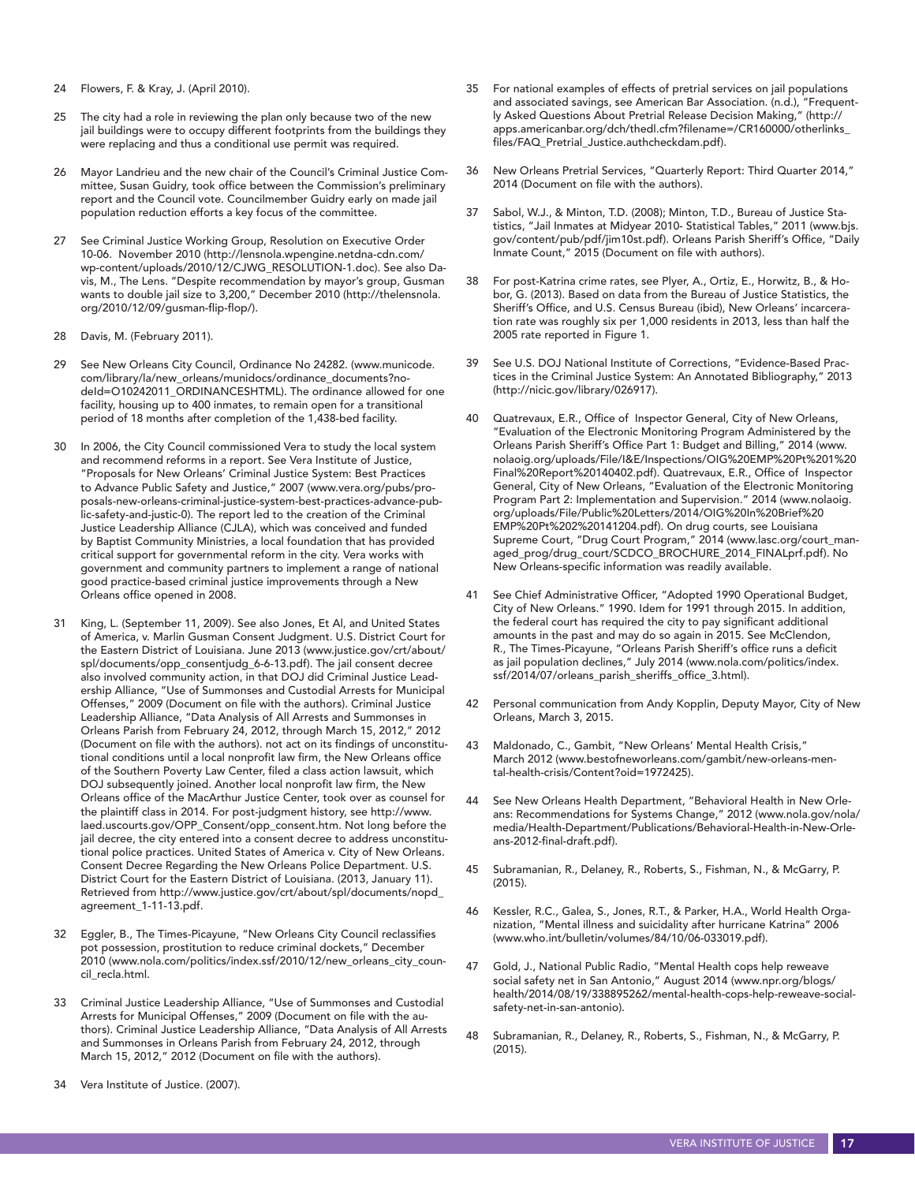24 Flowers, F. & Kray, J. (April 2010).

25 The city had a role in reviewing the plan only because two of the new jail buildings were to occupy different footprints from the buildings they were replacing and thus a conditional use permit was required.

26 Mayor Landrieu and the new chair of the Council's Criminal Justice Committee, Susan Guidry, took office between the Commission's preliminary report and the Council vote. Councilmember Guidry early on made jail population reduction efforts a key focus of the committee.

27 See Criminal Justice Working Group, Resolution on Executive Order 10-06. November 2010 (http://lensnola.wpengine.netdna-cdn.com/wp-content/uploads/2010/12/CJWG_RESOLUTION-1.doc). See also Davis, M., The Lens. "Despite recommendation by mayor's group, Gusman wants to double jail size to 3,200," December 2010 (http://thelensnola.org/2010/12/09/gusman-flip-flop/).

28 Davis, M. (February 2011).

29 See New Orleans City Council, Ordinance No 24282. (www.municode.com/library/la/new_orleans/munidocs/ordinance_documents?nodeId=O10242011_ORDINANCESHTML). The ordinance allowed for one facility, housing up to 400 inmates, to remain open for a transitional period of 18 months after completion of the 1,438-bed facility.

30 In 2006, the City Council commissioned Vera to study the local system and recommend reforms in a report. See Vera Institute of Justice, "Proposals for New Orleans' Criminal Justice System: Best Practices to Advance Public Safety and Justice," 2007 (www.vera.org/pubs/proposals-new-orleans-criminal-justice-system-best-practices-advance-public-safety-and-justic-0). The report led to the creation of the Criminal Justice Leadership Alliance (CJLA), which was conceived and funded by Baptist Community Ministries, a local foundation that has provided critical support for governmental reform in the city. Vera works with government and community partners to implement a range of national good practice-based criminal justice improvements through a New Orleans office opened in 2008.

31 King, L. (September 11, 2009). See also Jones, Et Al, and United States of America, v. Marlin Gusman Consent Judgment. U.S. District Court for the Eastern District of Louisiana. June 2013 (www.justice.gov/crt/about/spl/documents/opp_consentjudg_6-6-13.pdf). The jail consent decree also involved community action, in that DOJ did Criminal Justice Leadership Alliance, "Use of Summonses and Custodial Arrests for Municipal Offenses," 2009 (Document on file with the authors). Criminal Justice Leadership Alliance, "Data Analysis of All Arrests and Summonses in Orleans Parish from February 24, 2012, through March 15, 2012," 2012 (Document on file with the authors). not act on its findings of unconstitutional conditions until a local nonprofit law firm, the New Orleans office of the Southern Poverty Law Center, filed a class action lawsuit, which DOJ subsequently joined. Another local nonprofit law firm, the New Orleans office of the MacArthur Justice Center, took over as counsel for the plaintiff class in 2014. For post-judgment history, see http://www.laed.uscourts.gov/OPP_Consent/opp_consent.htm. Not long before the jail decree, the city entered into a consent decree to address unconstitutional police practices. United States of America v. City of New Orleans. Consent Decree Regarding the New Orleans Police Department. U.S. District Court for the Eastern District of Louisiana. (2013, January 11). Retrieved from http://www.justice.gov/crt/about/spl/documents/nopd_agreement_1-11-13.pdf.

32 Eggler, B., The Times-Picayune, "New Orleans City Council reclassifies pot possession, prostitution to reduce criminal dockets," December 2010 (www.nola.com/politics/index.ssf/2010/12/new_orleans_city_council_recla.html.

33 Criminal Justice Leadership Alliance, "Use of Summonses and Custodial Arrests for Municipal Offenses," 2009 (Document on file with the authors). Criminal Justice Leadership Alliance, "Data Analysis of All Arrests and Summonses in Orleans Parish from February 24, 2012, through March 15, 2012," 2012 (Document on file with the authors).

34 Vera Institute of Justice. (2007).

35 For national examples of effects of pretrial services on jail populations and associated savings, see American Bar Association. (n.d.), "Frequently Asked Questions About Pretrial Release Decision Making," (http://apps.americanbar.org/dch/thedl.cfm?filename=/CR160000/otherlinks_files/FAQ_Pretrial_Justice.authcheckdam.pdf).

36 New Orleans Pretrial Services, "Quarterly Report: Third Quarter 2014," 2014 (Document on file with the authors).

37 Sabol, W.J., & Minton, T.D. (2008); Minton, T.D., Bureau of Justice Statistics, "Jail Inmates at Midyear 2010- Statistical Tables," 2011 (www.bjs.gov/content/pub/pdf/jim10st.pdf). Orleans Parish Sheriff's Office, "Daily Inmate Count," 2015 (Document on file with authors).

38 For post-Katrina crime rates, see Plyer, A., Ortiz, E., Horwitz, B., & Hobor, G. (2013). Based on data from the Bureau of Justice Statistics, the Sheriff's Office, and U.S. Census Bureau (ibid), New Orleans' incarceration rate was roughly six per 1,000 residents in 2013, less than half the 2005 rate reported in Figure 1.

39 See U.S. DOJ National Institute of Corrections, "Evidence-Based Practices in the Criminal Justice System: An Annotated Bibliography," 2013 (http://nicic.gov/library/026917).

40 Quatrevaux, E.R., Office of Inspector General, City of New Orleans, "Evaluation of the Electronic Monitoring Program Administered by the Orleans Parish Sheriff's Office Part 1: Budget and Billing," 2014 (www.nolaoig.org/uploads/File/I&E/Inspections/OIG%20EMP%20Pt%201%20Final%20Report%20140402.pdf). Quatrevaux, E.R., Office of Inspector General, City of New Orleans, "Evaluation of the Electronic Monitoring Program Part 2: Implementation and Supervision." 2014 (www.nolaoig.org/uploads/File/Public%20Letters/2014/OIG%20In%20Brief%20EMP%20Pt%202%20141204.pdf). On drug courts, see Louisiana Supreme Court, "Drug Court Program," 2014 (www.lasc.org/court_managed_prog/drug_court/SCDCO_BROCHURE_2014_FINALprf.pdf). No New Orleans-specific information was readily available.

41 See Chief Administrative Officer, "Adopted 1990 Operational Budget, City of New Orleans." 1990. Idem for 1991 through 2015. In addition, the federal court has required the city to pay significant additional amounts in the past and may do so again in 2015. See McClendon, R., The Times-Picayune, "Orleans Parish Sheriff's office runs a deficit as jail population declines," July 2014 (www.nola.com/politics/index.ssf/2014/07/orleans_parish_sheriffs_office_3.html).

42 Personal communication from Andy Kopplin, Deputy Mayor, City of New Orleans, March 3, 2015.

43 Maldonado, C., Gambit, "New Orleans' Mental Health Crisis," March 2012 (www.bestofneworleans.com/gambit/new-orleans-mental-health-crisis/Content?oid=1972425).

44 See New Orleans Health Department, "Behavioral Health in New Orleans: Recommendations for Systems Change," 2012 (www.nola.gov/nola/media/Health-Department/Publications/Behavioral-Health-in-New-Orleans-2012-final-draft.pdf).

45 Subramanian, R., Delaney, R., Roberts, S., Fishman, N., & McGarry, P. (2015).

46 Kessler, R.C., Galea, S., Jones, R.T., & Parker, H.A., World Health Organization, "Mental illness and suicidality after hurricane Katrina" 2006 (www.who.int/bulletin/volumes/84/10/06-033019.pdf).

47 Gold, J., National Public Radio, "Mental Health cops help reweave social safety net in San Antonio," August 2014 (www.npr.org/blogs/health/2014/08/19/338895262/mental-health-cops-help-reweave-social-safety-net-in-san-antonio).

48 Subramanian, R., Delaney, R., Roberts, S., Fishman, N., & McGarry, P. (2015).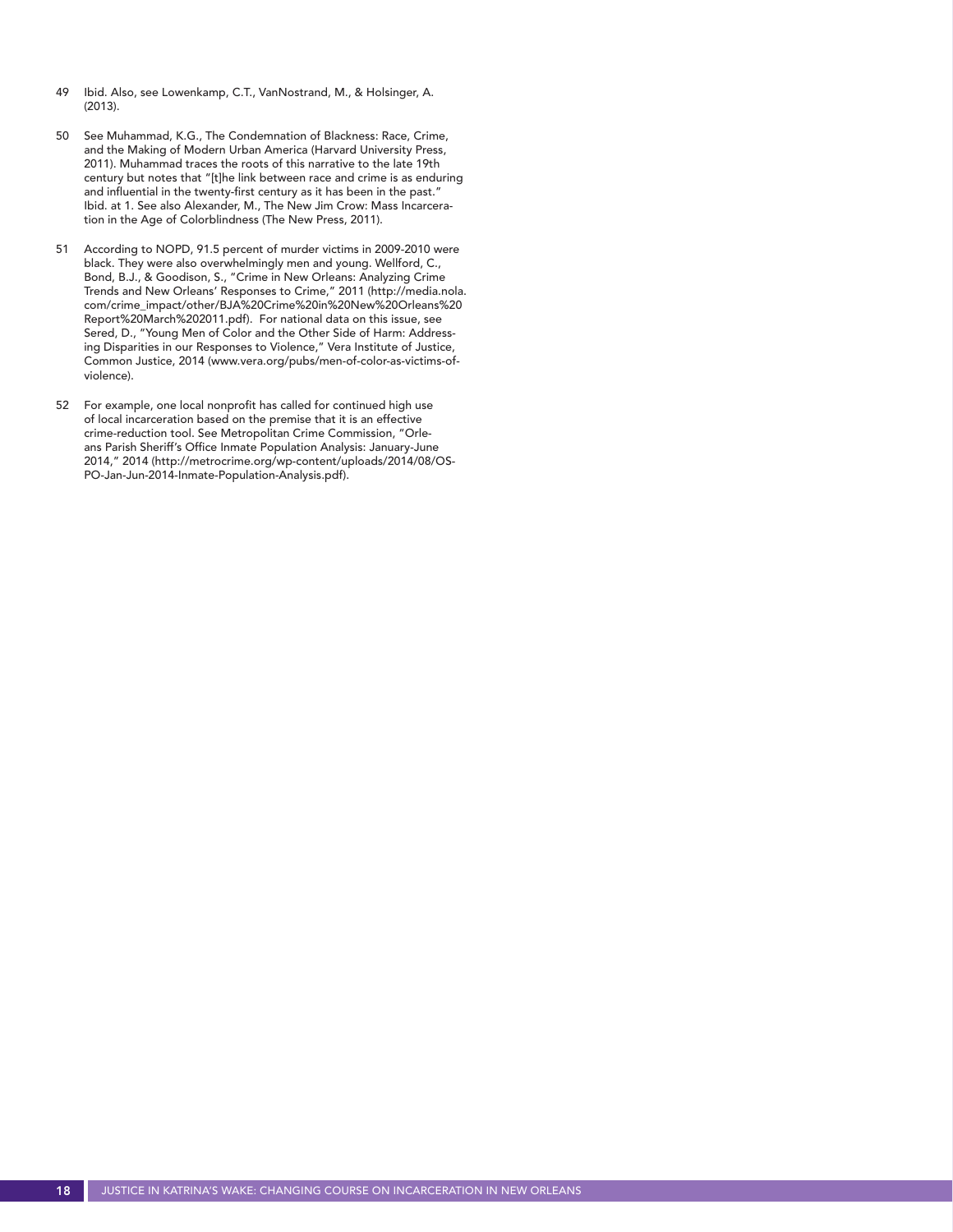49 Ibid. Also, see Lowenkamp, C.T., VanNostrand, M., & Holsinger, A. (2013).

50 See Muhammad, K.G., The Condemnation of Blackness: Race, Crime, and the Making of Modern Urban America (Harvard University Press, 2011). Muhammad traces the roots of this narrative to the late 19th century but notes that "[t]he link between race and crime is as enduring and influential in the twenty-first century as it has been in the past." Ibid. at 1. See also Alexander, M., The New Jim Crow: Mass Incarceration in the Age of Colorblindness (The New Press, 2011).

51 According to NOPD, 91.5 percent of murder victims in 2009-2010 were black. They were also overwhelmingly men and young. Wellford, C., Bond, B.J., & Goodison, S., "Crime in New Orleans: Analyzing Crime Trends and New Orleans' Responses to Crime," 2011 (http://media.nola.com/crime_impact/other/BJA%20Crime%20in%20New%20Orleans%20Report%20March%202011.pdf). For national data on this issue, see Sered, D., "Young Men of Color and the Other Side of Harm: Addressing Disparities in our Responses to Violence," Vera Institute of Justice, Common Justice, 2014 (www.vera.org/pubs/men-of-color-as-victims-of-violence).

52 For example, one local nonprofit has called for continued high use of local incarceration based on the premise that it is an effective crime-reduction tool. See Metropolitan Crime Commission, "Orleans Parish Sheriff's Office Inmate Population Analysis: January-June 2014," 2014 (http://metrocrime.org/wp-content/uploads/2014/08/OSPO-Jan-Jun-2014-Inmate-Population-Analysis.pdf).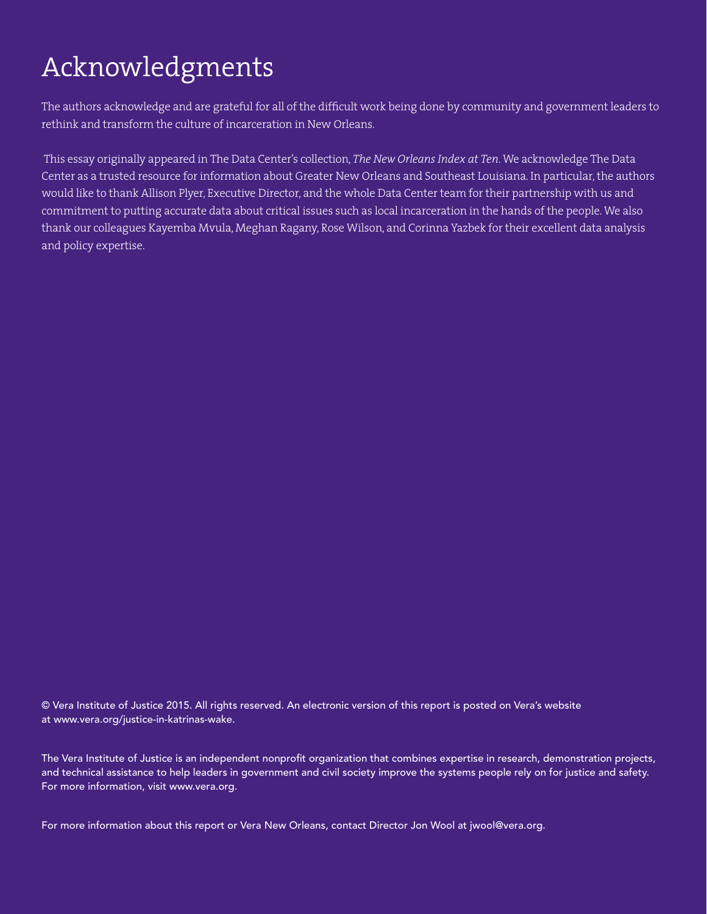# Acknowledgments

The authors acknowledge and are grateful for all of the difficult work being done by community and government leaders to rethink and transform the culture of incarceration in New Orleans.

This essay originally appeared in The Data Center's collection, *The New Orleans Index at Ten*. We acknowledge The Data Center as a trusted resource for information about Greater New Orleans and Southeast Louisiana. In particular, the authors would like to thank Allison Plyer, Executive Director, and the whole Data Center team for their partnership with us and commitment to putting accurate data about critical issues such as local incarceration in the hands of the people. We also thank our colleagues Kayemba Mvula, Meghan Ragany, Rose Wilson, and Corinna Yazbek for their excellent data analysis and policy expertise.

© Vera Institute of Justice 2015. All rights reserved. An electronic version of this report is posted on Vera's website at www.vera.org/justice-in-katrinas-wake.

The Vera Institute of Justice is an independent nonprofit organization that combines expertise in research, demonstration projects, and technical assistance to help leaders in government and civil society improve the systems people rely on for justice and safety. For more information, visit www.vera.org.

For more information about this report or Vera New Orleans, contact Director Jon Wool at jwool@vera.org.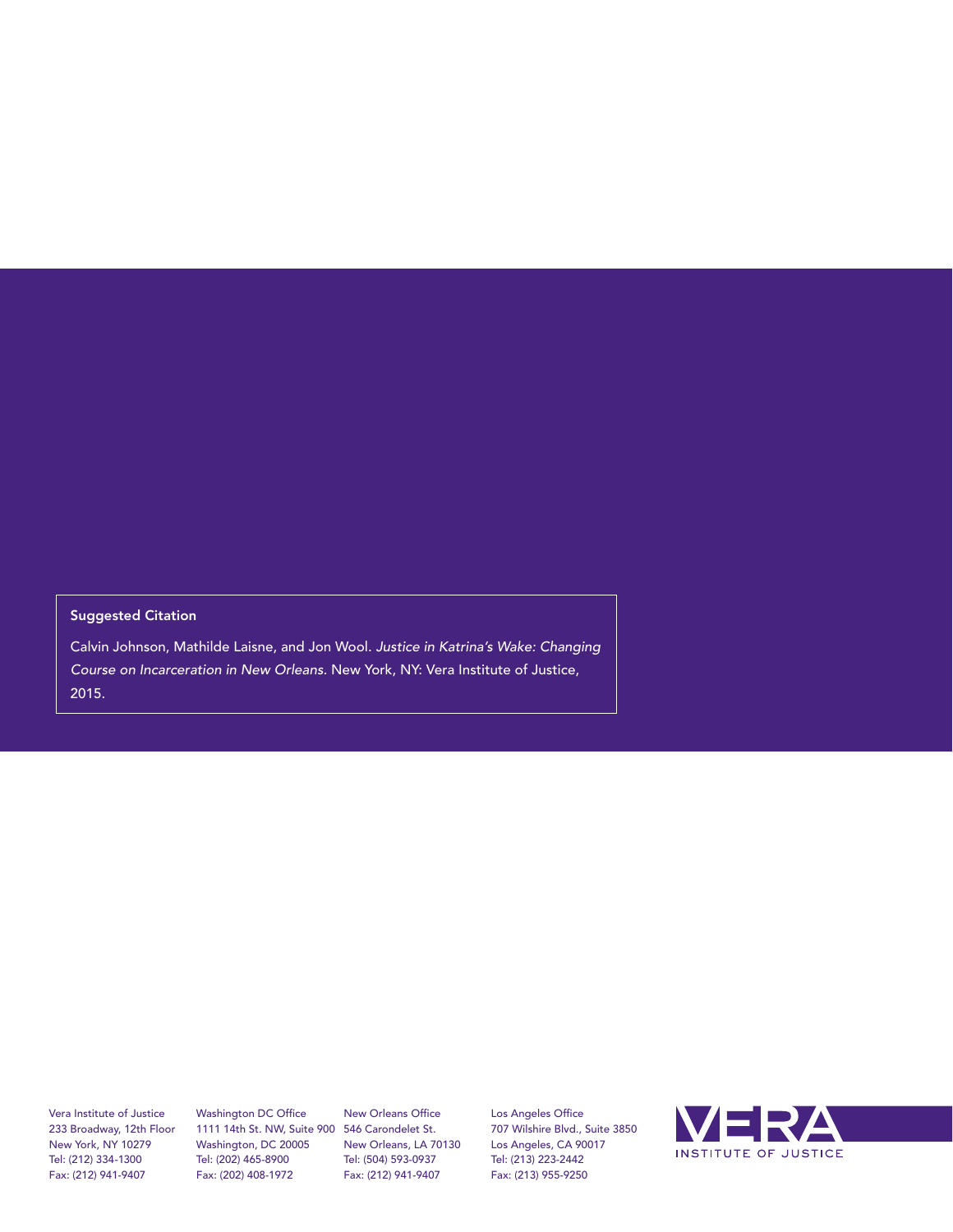**Suggested Citation**

Calvin Johnson, Mathilde Laisne, and Jon Wool. *Justice in Katrina's Wake: Changing Course on Incarceration in New Orleans*. New York, NY: Vera Institute of Justice, 2015.

Vera Institute of Justice
233 Broadway, 12th Floor
New York, NY 10279
Tel: (212) 334-1300
Fax: (212) 941-9407

Washington DC Office
1111 14th St. NW, Suite 900
Washington, DC 20005
Tel: (202) 465-8900
Fax: (202) 408-1972

New Orleans Office
546 Carondelet St.
New Orleans, LA 70130
Tel: (504) 593-0937
Fax: (212) 941-9407

Los Angeles Office
707 Wilshire Blvd., Suite 3850
Los Angeles, CA 90017
Tel: (213) 223-2442
Fax: (213) 955-9250

VERA INSTITUTE OF JUSTICE